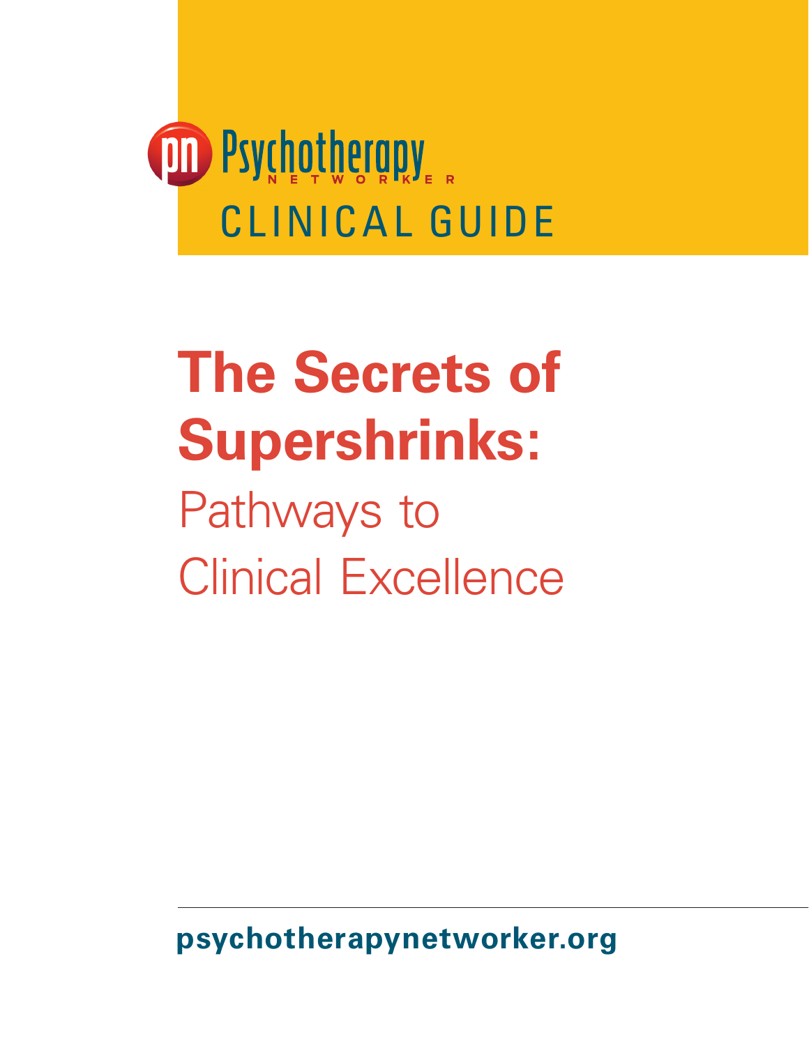Psychotherapy NETWORKER

CLINICAL GUIDE

# The Secrets of Supershrinks:

## Pathways to Clinical Excellence

**psychotherapynetworker.org**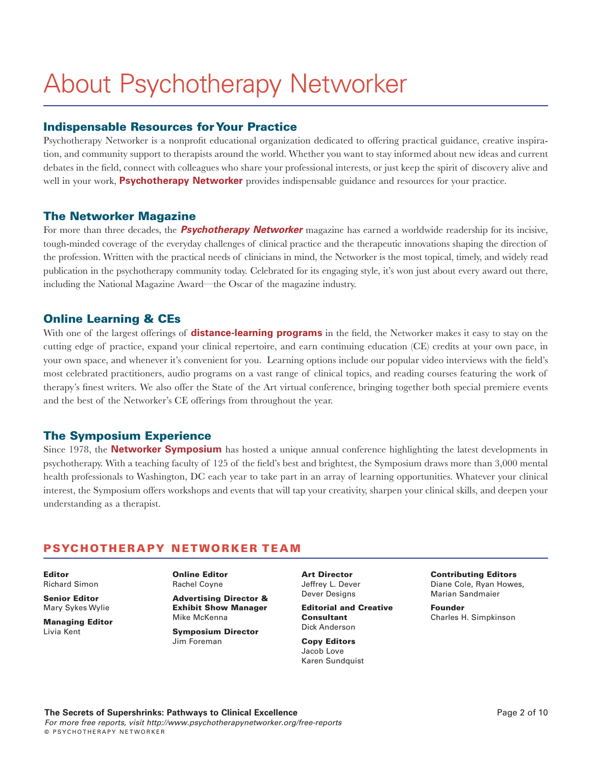# About Psychotherapy Networker

## Indispensable Resources for Your Practice

Psychotherapy Networker is a nonprofit educational organization dedicated to offering practical guidance, creative inspiration, and community support to therapists around the world. Whether you want to stay informed about new ideas and current debates in the field, connect with colleagues who share your professional interests, or just keep the spirit of discovery alive and well in your work, **Psychotherapy Networker** provides indispensable guidance and resources for your practice.

## The Networker Magazine

For more than three decades, the ***Psychotherapy Networker*** magazine has earned a worldwide readership for its incisive, tough-minded coverage of the everyday challenges of clinical practice and the therapeutic innovations shaping the direction of the profession. Written with the practical needs of clinicians in mind, the Networker is the most topical, timely, and widely read publication in the psychotherapy community today. Celebrated for its engaging style, it's won just about every award out there, including the National Magazine Award—the Oscar of the magazine industry.

## Online Learning & CEs

With one of the largest offerings of **distance-learning programs** in the field, the Networker makes it easy to stay on the cutting edge of practice, expand your clinical repertoire, and earn continuing education (CE) credits at your own pace, in your own space, and whenever it's convenient for you. Learning options include our popular video interviews with the field's most celebrated practitioners, audio programs on a vast range of clinical topics, and reading courses featuring the work of therapy's finest writers. We also offer the State of the Art virtual conference, bringing together both special premiere events and the best of the Networker's CE offerings from throughout the year.

## The Symposium Experience

Since 1978, the **Networker Symposium** has hosted a unique annual conference highlighting the latest developments in psychotherapy. With a teaching faculty of 125 of the field's best and brightest, the Symposium draws more than 3,000 mental health professionals to Washington, DC each year to take part in an array of learning opportunities. Whatever your clinical interest, the Symposium offers workshops and events that will tap your creativity, sharpen your clinical skills, and deepen your understanding as a therapist.

## PSYCHOTHERAPY NETWORKER TEAM

**Editor**
Richard Simon

**Senior Editor**
Mary Sykes Wylie

**Managing Editor**
Livia Kent

**Online Editor**
Rachel Coyne

**Advertising Director & Exhibit Show Manager**
Mike McKenna

**Symposium Director**
Jim Foreman

**Art Director**
Jeffrey L. Dever
Dever Designs

**Editorial and Creative Consultant**
Dick Anderson

**Copy Editors**
Jacob Love
Karen Sundquist

**Contributing Editors**
Diane Cole, Ryan Howes, Marian Sandmaier

**Founder**
Charles H. Simpkinson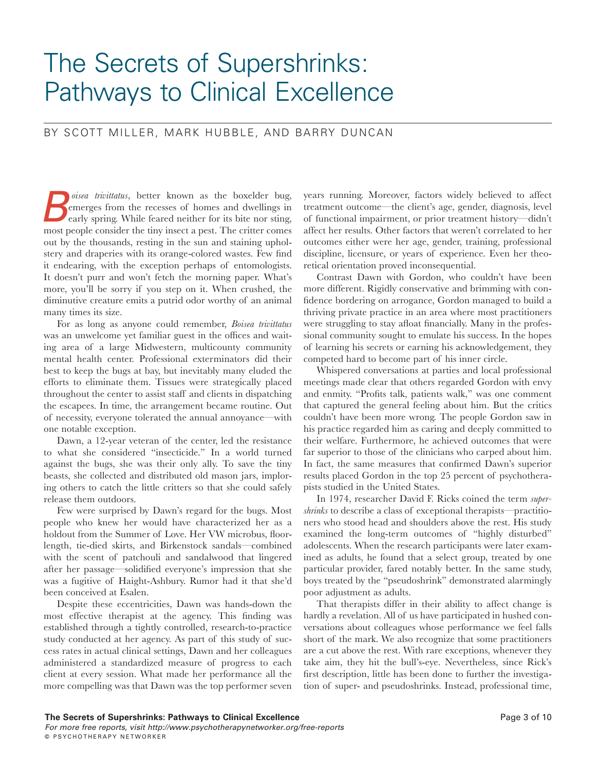# The Secrets of Supershrinks: Pathways to Clinical Excellence

BY SCOTT MILLER, MARK HUBBLE, AND BARRY DUNCAN

*Boisea trivittatus*, better known as the boxelder bug, emerges from the recesses of homes and dwellings in early spring. While feared neither for its bite nor sting, most people consider the tiny insect a pest. The critter comes out by the thousands, resting in the sun and staining upholstery and draperies with its orange-colored wastes. Few find it endearing, with the exception perhaps of entomologists. It doesn't purr and won't fetch the morning paper. What's more, you'll be sorry if you step on it. When crushed, the diminutive creature emits a putrid odor worthy of an animal many times its size.

For as long as anyone could remember, *Boisea trivittatus* was an unwelcome yet familiar guest in the offices and waiting area of a large Midwestern, multicounty community mental health center. Professional exterminators did their best to keep the bugs at bay, but inevitably many eluded the efforts to eliminate them. Tissues were strategically placed throughout the center to assist staff and clients in dispatching the escapees. In time, the arrangement became routine. Out of necessity, everyone tolerated the annual annoyance—with one notable exception.

Dawn, a 12-year veteran of the center, led the resistance to what she considered "insecticide." In a world turned against the bugs, she was their only ally. To save the tiny beasts, she collected and distributed old mason jars, imploring others to catch the little critters so that she could safely release them outdoors.

Few were surprised by Dawn's regard for the bugs. Most people who knew her would have characterized her as a holdout from the Summer of Love. Her VW microbus, floor-length, tie-died skirts, and Birkenstock sandals—combined with the scent of patchouli and sandalwood that lingered after her passage—solidified everyone's impression that she was a fugitive of Haight-Ashbury. Rumor had it that she'd been conceived at Esalen.

Despite these eccentricities, Dawn was hands-down the most effective therapist at the agency. This finding was established through a tightly controlled, research-to-practice study conducted at her agency. As part of this study of success rates in actual clinical settings, Dawn and her colleagues administered a standardized measure of progress to each client at every session. What made her performance all the more compelling was that Dawn was the top performer seven years running. Moreover, factors widely believed to affect treatment outcome—the client's age, gender, diagnosis, level of functional impairment, or prior treatment history—didn't affect her results. Other factors that weren't correlated to her outcomes either were her age, gender, training, professional discipline, licensure, or years of experience. Even her theoretical orientation proved inconsequential.

Contrast Dawn with Gordon, who couldn't have been more different. Rigidly conservative and brimming with confidence bordering on arrogance, Gordon managed to build a thriving private practice in an area where most practitioners were struggling to stay afloat financially. Many in the professional community sought to emulate his success. In the hopes of learning his secrets or earning his acknowledgement, they competed hard to become part of his inner circle.

Whispered conversations at parties and local professional meetings made clear that others regarded Gordon with envy and enmity. "Profits talk, patients walk," was one comment that captured the general feeling about him. But the critics couldn't have been more wrong. The people Gordon saw in his practice regarded him as caring and deeply committed to their welfare. Furthermore, he achieved outcomes that were far superior to those of the clinicians who carped about him. In fact, the same measures that confirmed Dawn's superior results placed Gordon in the top 25 percent of psychotherapists studied in the United States.

In 1974, researcher David F. Ricks coined the term *supershrinks* to describe a class of exceptional therapists—practitioners who stood head and shoulders above the rest. His study examined the long-term outcomes of "highly disturbed" adolescents. When the research participants were later examined as adults, he found that a select group, treated by one particular provider, fared notably better. In the same study, boys treated by the "pseudoshrink" demonstrated alarmingly poor adjustment as adults.

That therapists differ in their ability to affect change is hardly a revelation. All of us have participated in hushed conversations about colleagues whose performance we feel falls short of the mark. We also recognize that some practitioners are a cut above the rest. With rare exceptions, whenever they take aim, they hit the bull's-eye. Nevertheless, since Rick's first description, little has been done to further the investigation of super- and pseudoshrinks. Instead, professional time,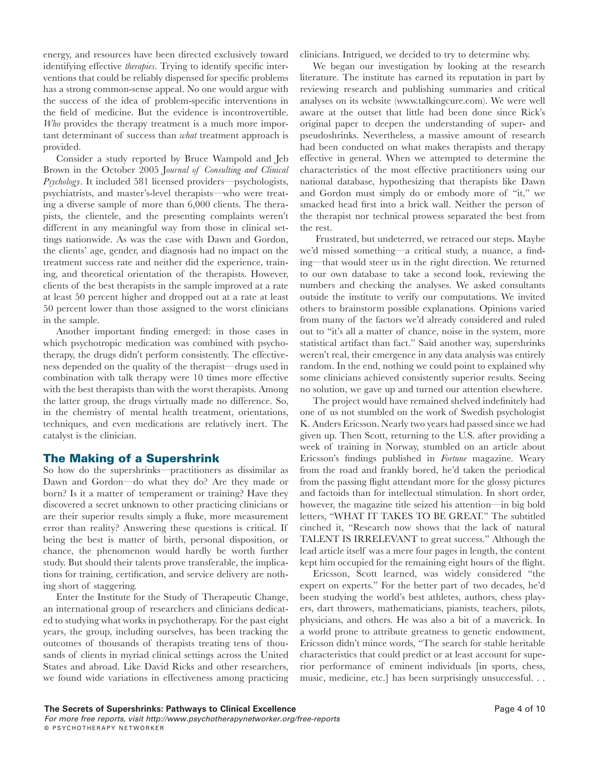energy, and resources have been directed exclusively toward identifying effective *therapies*. Trying to identify specific interventions that could be reliably dispensed for specific problems has a strong common-sense appeal. No one would argue with the success of the idea of problem-specific interventions in the field of medicine. But the evidence is incontrovertible. *Who* provides the therapy treatment is a much more important determinant of success than *what* treatment approach is provided.

Consider a study reported by Bruce Wampold and Jeb Brown in the October 2005 *Journal of Consulting and Clinical Psychology*. It included 581 licensed providers—psychologists, psychiatrists, and master's-level therapists—who were treating a diverse sample of more than 6,000 clients. The therapists, the clientele, and the presenting complaints weren't different in any meaningful way from those in clinical settings nationwide. As was the case with Dawn and Gordon, the clients' age, gender, and diagnosis had no impact on the treatment success rate and neither did the experience, training, and theoretical orientation of the therapists. However, clients of the best therapists in the sample improved at a rate at least 50 percent higher and dropped out at a rate at least 50 percent lower than those assigned to the worst clinicians in the sample.

Another important finding emerged: in those cases in which psychotropic medication was combined with psychotherapy, the drugs didn't perform consistently. The effectiveness depended on the quality of the therapist—drugs used in combination with talk therapy were 10 times more effective with the best therapists than with the worst therapists. Among the latter group, the drugs virtually made no difference. So, in the chemistry of mental health treatment, orientations, techniques, and even medications are relatively inert. The catalyst is the clinician.

## The Making of a Supershrink

So how do the supershrinks—practitioners as dissimilar as Dawn and Gordon—do what they do? Are they made or born? Is it a matter of temperament or training? Have they discovered a secret unknown to other practicing clinicians or are their superior results simply a fluke, more measurement error than reality? Answering these questions is critical. If being the best is matter of birth, personal disposition, or chance, the phenomenon would hardly be worth further study. But should their talents prove transferable, the implications for training, certification, and service delivery are nothing short of staggering.

Enter the Institute for the Study of Therapeutic Change, an international group of researchers and clinicians dedicated to studying what works in psychotherapy. For the past eight years, the group, including ourselves, has been tracking the outcomes of thousands of therapists treating tens of thousands of clients in myriad clinical settings across the United States and abroad. Like David Ricks and other researchers, we found wide variations in effectiveness among practicing clinicians. Intrigued, we decided to try to determine why.

We began our investigation by looking at the research literature. The institute has earned its reputation in part by reviewing research and publishing summaries and critical analyses on its website (www.talkingcure.com). We were well aware at the outset that little had been done since Rick's original paper to deepen the understanding of super- and pseudoshrinks. Nevertheless, a massive amount of research had been conducted on what makes therapists and therapy effective in general. When we attempted to determine the characteristics of the most effective practitioners using our national database, hypothesizing that therapists like Dawn and Gordon must simply do or embody more of "it," we smacked head first into a brick wall. Neither the person of the therapist nor technical prowess separated the best from the rest.

Frustrated, but undeterred, we retraced our steps. Maybe we'd missed something—a critical study, a nuance, a finding—that would steer us in the right direction. We returned to our own database to take a second look, reviewing the numbers and checking the analyses. We asked consultants outside the institute to verify our computations. We invited others to brainstorm possible explanations. Opinions varied from many of the factors we'd already considered and ruled out to "it's all a matter of chance, noise in the system, more statistical artifact than fact." Said another way, supershrinks weren't real, their emergence in any data analysis was entirely random. In the end, nothing we could point to explained why some clinicians achieved consistently superior results. Seeing no solution, we gave up and turned our attention elsewhere.

The project would have remained shelved indefinitely had one of us not stumbled on the work of Swedish psychologist K. Anders Ericsson. Nearly two years had passed since we had given up. Then Scott, returning to the U.S. after providing a week of training in Norway, stumbled on an article about Ericsson's findings published in *Fortune* magazine. Weary from the road and frankly bored, he'd taken the periodical from the passing flight attendant more for the glossy pictures and factoids than for intellectual stimulation. In short order, however, the magazine title seized his attention—in big bold letters, "WHAT IT TAKES TO BE GREAT." The subtitled cinched it, "Research now shows that the lack of natural TALENT IS IRRELEVANT to great success." Although the lead article itself was a mere four pages in length, the content kept him occupied for the remaining eight hours of the flight.

Ericsson, Scott learned, was widely considered "the expert on experts." For the better part of two decades, he'd been studying the world's best athletes, authors, chess players, dart throwers, mathematicians, pianists, teachers, pilots, physicians, and others. He was also a bit of a maverick. In a world prone to attribute greatness to genetic endowment, Ericsson didn't mince words, "The search for stable heritable characteristics that could predict or at least account for superior performance of eminent individuals [in sports, chess, music, medicine, etc.] has been surprisingly unsuccessful. . .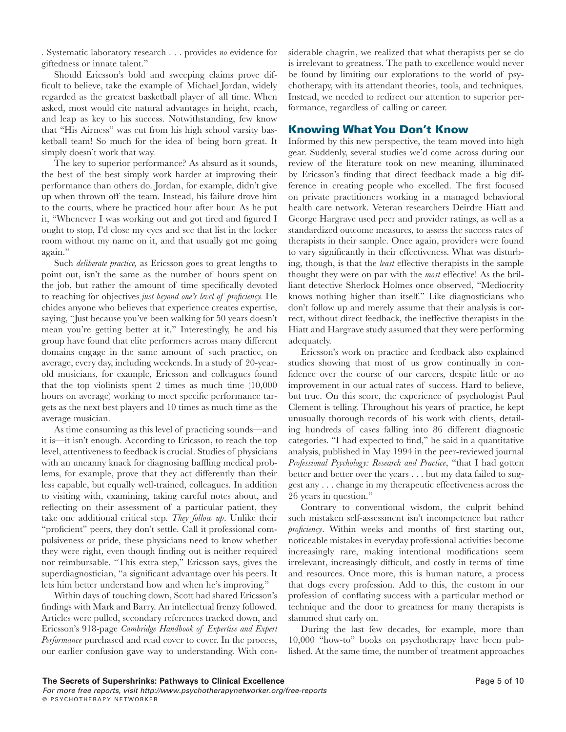. Systematic laboratory research . . . provides *no* evidence for giftedness or innate talent."

Should Ericsson's bold and sweeping claims prove difficult to believe, take the example of Michael Jordan, widely regarded as the greatest basketball player of all time. When asked, most would cite natural advantages in height, reach, and leap as key to his success. Notwithstanding, few know that "His Airness" was cut from his high school varsity basketball team! So much for the idea of being born great. It simply doesn't work that way.

The key to superior performance? As absurd as it sounds, the best of the best simply work harder at improving their performance than others do. Jordan, for example, didn't give up when thrown off the team. Instead, his failure drove him to the courts, where he practiced hour after hour. As he put it, "Whenever I was working out and got tired and figured I ought to stop, I'd close my eyes and see that list in the locker room without my name on it, and that usually got me going again."

Such *deliberate practice,* as Ericsson goes to great lengths to point out, isn't the same as the number of hours spent on the job, but rather the amount of time specifically devoted to reaching for objectives *just beyond one's level of proficiency.* He chides anyone who believes that experience creates expertise, saying, "Just because you've been walking for 50 years doesn't mean you're getting better at it." Interestingly, he and his group have found that elite performers across many different domains engage in the same amount of such practice, on average, every day, including weekends. In a study of 20-year-old musicians, for example, Ericsson and colleagues found that the top violinists spent 2 times as much time (10,000 hours on average) working to meet specific performance targets as the next best players and 10 times as much time as the average musician.

As time consuming as this level of practicing sounds—and it is—it isn't enough. According to Ericsson, to reach the top level, attentiveness to feedback is crucial. Studies of physicians with an uncanny knack for diagnosing baffling medical problems, for example, prove that they act differently than their less capable, but equally well-trained, colleagues. In addition to visiting with, examining, taking careful notes about, and reflecting on their assessment of a particular patient, they take one additional critical step. *They follow up*. Unlike their "proficient" peers, they don't settle. Call it professional compulsiveness or pride, these physicians need to know whether they were right, even though finding out is neither required nor reimbursable. "This extra step," Ericsson says, gives the superdiagnostician, "a significant advantage over his peers. It lets him better understand how and when he's improving."

Within days of touching down, Scott had shared Ericsson's findings with Mark and Barry. An intellectual frenzy followed. Articles were pulled, secondary references tracked down, and Ericsson's 918-page *Cambridge Handbook of Expertise and Expert Performance* purchased and read cover to cover. In the process, our earlier confusion gave way to understanding. With considerable chagrin, we realized that what therapists per se do is irrelevant to greatness. The path to excellence would never be found by limiting our explorations to the world of psychotherapy, with its attendant theories, tools, and techniques. Instead, we needed to redirect our attention to superior performance, regardless of calling or career.

## Knowing What You Don't Know

Informed by this new perspective, the team moved into high gear. Suddenly, several studies we'd come across during our review of the literature took on new meaning, illuminated by Ericsson's finding that direct feedback made a big difference in creating people who excelled. The first focused on private practitioners working in a managed behavioral health care network. Veteran researchers Deirdre Hiatt and George Hargrave used peer and provider ratings, as well as a standardized outcome measures, to assess the success rates of therapists in their sample. Once again, providers were found to vary significantly in their effectiveness. What was disturbing, though, is that the *least* effective therapists in the sample thought they were on par with the *most* effective! As the brilliant detective Sherlock Holmes once observed, "Mediocrity knows nothing higher than itself." Like diagnosticians who don't follow up and merely assume that their analysis is correct, without direct feedback, the ineffective therapists in the Hiatt and Hargrave study assumed that they were performing adequately.

Ericsson's work on practice and feedback also explained studies showing that most of us grow continually in confidence over the course of our careers, despite little or no improvement in our actual rates of success. Hard to believe, but true. On this score, the experience of psychologist Paul Clement is telling. Throughout his years of practice, he kept unusually thorough records of his work with clients, detailing hundreds of cases falling into 86 different diagnostic categories. "I had expected to find," he said in a quantitative analysis, published in May 1994 in the peer-reviewed journal *Professional Psychology: Research and Practice*, "that I had gotten better and better over the years . . . but my data failed to suggest any . . . change in my therapeutic effectiveness across the 26 years in question."

Contrary to conventional wisdom, the culprit behind such mistaken self-assessment isn't incompetence but rather *proficiency*. Within weeks and months of first starting out, noticeable mistakes in everyday professional activities become increasingly rare, making intentional modifications seem irrelevant, increasingly difficult, and costly in terms of time and resources. Once more, this is human nature, a process that dogs every profession. Add to this, the custom in our profession of conflating success with a particular method or technique and the door to greatness for many therapists is slammed shut early on.

During the last few decades, for example, more than 10,000 "how-to" books on psychotherapy have been published. At the same time, the number of treatment approaches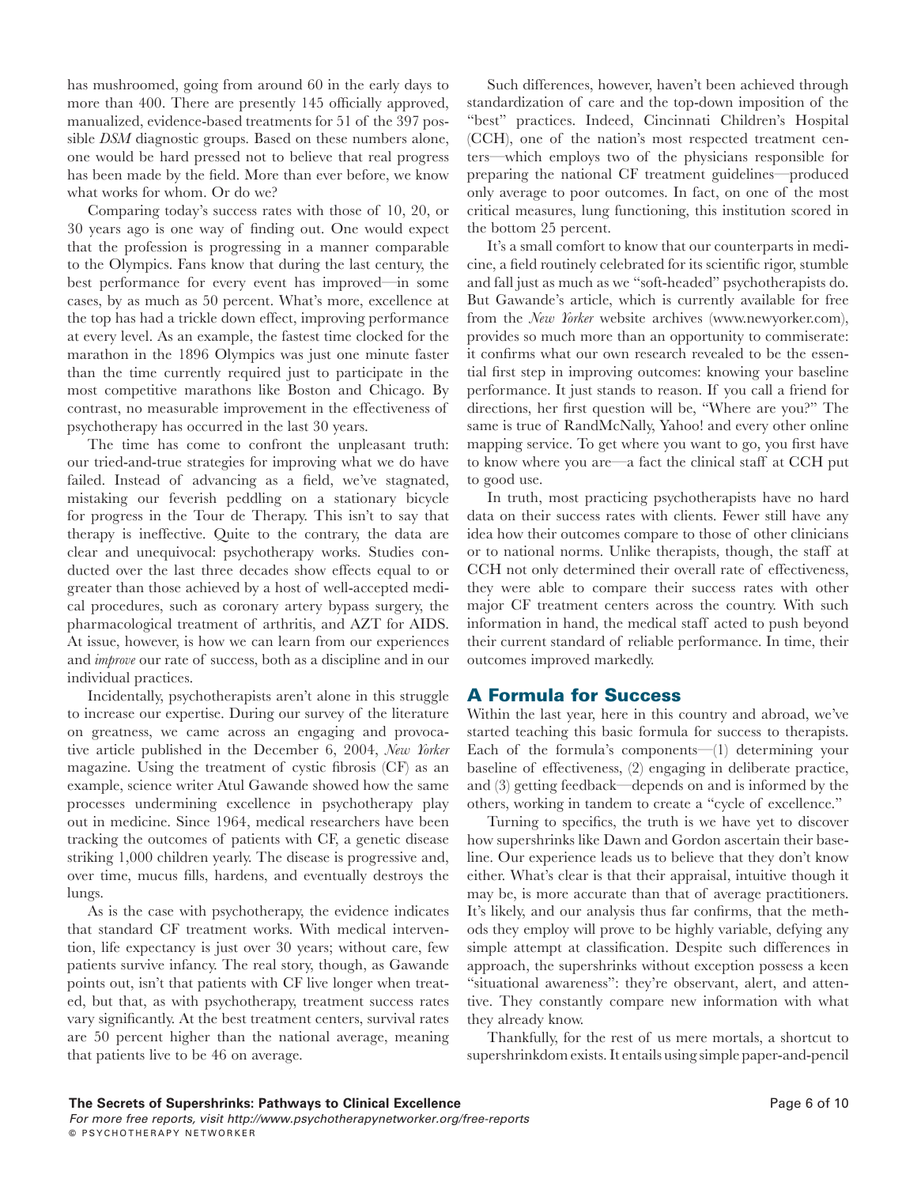has mushroomed, going from around 60 in the early days to more than 400. There are presently 145 officially approved, manualized, evidence-based treatments for 51 of the 397 possible *DSM* diagnostic groups. Based on these numbers alone, one would be hard pressed not to believe that real progress has been made by the field. More than ever before, we know what works for whom. Or do we?

Comparing today's success rates with those of 10, 20, or 30 years ago is one way of finding out. One would expect that the profession is progressing in a manner comparable to the Olympics. Fans know that during the last century, the best performance for every event has improved—in some cases, by as much as 50 percent. What's more, excellence at the top has had a trickle down effect, improving performance at every level. As an example, the fastest time clocked for the marathon in the 1896 Olympics was just one minute faster than the time currently required just to participate in the most competitive marathons like Boston and Chicago. By contrast, no measurable improvement in the effectiveness of psychotherapy has occurred in the last 30 years.

The time has come to confront the unpleasant truth: our tried-and-true strategies for improving what we do have failed. Instead of advancing as a field, we've stagnated, mistaking our feverish peddling on a stationary bicycle for progress in the Tour de Therapy. This isn't to say that therapy is ineffective. Quite to the contrary, the data are clear and unequivocal: psychotherapy works. Studies conducted over the last three decades show effects equal to or greater than those achieved by a host of well-accepted medical procedures, such as coronary artery bypass surgery, the pharmacological treatment of arthritis, and AZT for AIDS. At issue, however, is how we can learn from our experiences and *improve* our rate of success, both as a discipline and in our individual practices.

Incidentally, psychotherapists aren't alone in this struggle to increase our expertise. During our survey of the literature on greatness, we came across an engaging and provocative article published in the December 6, 2004, *New Yorker* magazine. Using the treatment of cystic fibrosis (CF) as an example, science writer Atul Gawande showed how the same processes undermining excellence in psychotherapy play out in medicine. Since 1964, medical researchers have been tracking the outcomes of patients with CF, a genetic disease striking 1,000 children yearly. The disease is progressive and, over time, mucus fills, hardens, and eventually destroys the lungs.

As is the case with psychotherapy, the evidence indicates that standard CF treatment works. With medical intervention, life expectancy is just over 30 years; without care, few patients survive infancy. The real story, though, as Gawande points out, isn't that patients with CF live longer when treated, but that, as with psychotherapy, treatment success rates vary significantly. At the best treatment centers, survival rates are 50 percent higher than the national average, meaning that patients live to be 46 on average.

Such differences, however, haven't been achieved through standardization of care and the top-down imposition of the "best" practices. Indeed, Cincinnati Children's Hospital (CCH), one of the nation's most respected treatment centers—which employs two of the physicians responsible for preparing the national CF treatment guidelines—produced only average to poor outcomes. In fact, on one of the most critical measures, lung functioning, this institution scored in the bottom 25 percent.

It's a small comfort to know that our counterparts in medicine, a field routinely celebrated for its scientific rigor, stumble and fall just as much as we "soft-headed" psychotherapists do. But Gawande's article, which is currently available for free from the *New Yorker* website archives (www.newyorker.com), provides so much more than an opportunity to commiserate: it confirms what our own research revealed to be the essential first step in improving outcomes: knowing your baseline performance. It just stands to reason. If you call a friend for directions, her first question will be, "Where are you?" The same is true of RandMcNally, Yahoo! and every other online mapping service. To get where you want to go, you first have to know where you are—a fact the clinical staff at CCH put to good use.

In truth, most practicing psychotherapists have no hard data on their success rates with clients. Fewer still have any idea how their outcomes compare to those of other clinicians or to national norms. Unlike therapists, though, the staff at CCH not only determined their overall rate of effectiveness, they were able to compare their success rates with other major CF treatment centers across the country. With such information in hand, the medical staff acted to push beyond their current standard of reliable performance. In time, their outcomes improved markedly.

## A Formula for Success

Within the last year, here in this country and abroad, we've started teaching this basic formula for success to therapists. Each of the formula's components—(1) determining your baseline of effectiveness, (2) engaging in deliberate practice, and (3) getting feedback—depends on and is informed by the others, working in tandem to create a "cycle of excellence."

Turning to specifics, the truth is we have yet to discover how supershrinks like Dawn and Gordon ascertain their baseline. Our experience leads us to believe that they don't know either. What's clear is that their appraisal, intuitive though it may be, is more accurate than that of average practitioners. It's likely, and our analysis thus far confirms, that the methods they employ will prove to be highly variable, defying any simple attempt at classification. Despite such differences in approach, the supershrinks without exception possess a keen "situational awareness": they're observant, alert, and attentive. They constantly compare new information with what they already know.

Thankfully, for the rest of us mere mortals, a shortcut to supershrinkdom exists. It entails using simple paper-and-pencil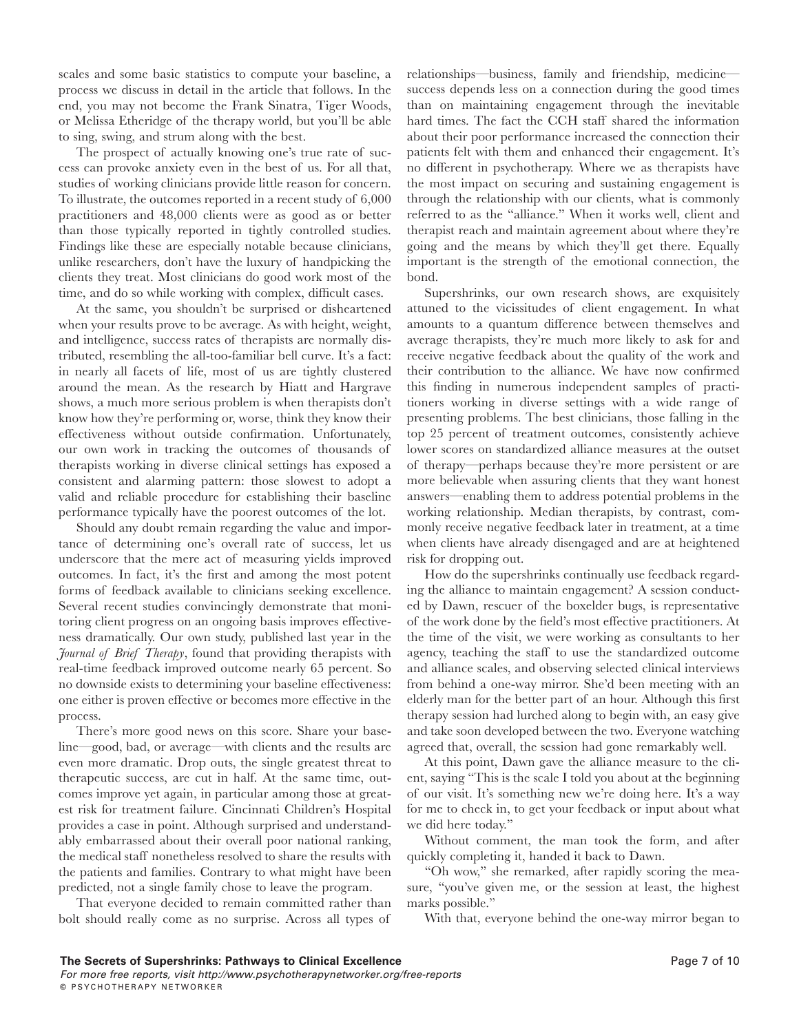scales and some basic statistics to compute your baseline, a process we discuss in detail in the article that follows. In the end, you may not become the Frank Sinatra, Tiger Woods, or Melissa Etheridge of the therapy world, but you'll be able to sing, swing, and strum along with the best.

The prospect of actually knowing one's true rate of success can provoke anxiety even in the best of us. For all that, studies of working clinicians provide little reason for concern. To illustrate, the outcomes reported in a recent study of 6,000 practitioners and 48,000 clients were as good as or better than those typically reported in tightly controlled studies. Findings like these are especially notable because clinicians, unlike researchers, don't have the luxury of handpicking the clients they treat. Most clinicians do good work most of the time, and do so while working with complex, difficult cases.

At the same, you shouldn't be surprised or disheartened when your results prove to be average. As with height, weight, and intelligence, success rates of therapists are normally distributed, resembling the all-too-familiar bell curve. It's a fact: in nearly all facets of life, most of us are tightly clustered around the mean. As the research by Hiatt and Hargrave shows, a much more serious problem is when therapists don't know how they're performing or, worse, think they know their effectiveness without outside confirmation. Unfortunately, our own work in tracking the outcomes of thousands of therapists working in diverse clinical settings has exposed a consistent and alarming pattern: those slowest to adopt a valid and reliable procedure for establishing their baseline performance typically have the poorest outcomes of the lot.

Should any doubt remain regarding the value and importance of determining one's overall rate of success, let us underscore that the mere act of measuring yields improved outcomes. In fact, it's the first and among the most potent forms of feedback available to clinicians seeking excellence. Several recent studies convincingly demonstrate that monitoring client progress on an ongoing basis improves effectiveness dramatically. Our own study, published last year in the *Journal of Brief Therapy*, found that providing therapists with real-time feedback improved outcome nearly 65 percent. So no downside exists to determining your baseline effectiveness: one either is proven effective or becomes more effective in the process.

There's more good news on this score. Share your baseline—good, bad, or average—with clients and the results are even more dramatic. Drop outs, the single greatest threat to therapeutic success, are cut in half. At the same time, outcomes improve yet again, in particular among those at greatest risk for treatment failure. Cincinnati Children's Hospital provides a case in point. Although surprised and understandably embarrassed about their overall poor national ranking, the medical staff nonetheless resolved to share the results with the patients and families. Contrary to what might have been predicted, not a single family chose to leave the program.

That everyone decided to remain committed rather than bolt should really come as no surprise. Across all types of relationships—business, family and friendship, medicine—success depends less on a connection during the good times than on maintaining engagement through the inevitable hard times. The fact the CCH staff shared the information about their poor performance increased the connection their patients felt with them and enhanced their engagement. It's no different in psychotherapy. Where we as therapists have the most impact on securing and sustaining engagement is through the relationship with our clients, what is commonly referred to as the "alliance." When it works well, client and therapist reach and maintain agreement about where they're going and the means by which they'll get there. Equally important is the strength of the emotional connection, the bond.

Supershrinks, our own research shows, are exquisitely attuned to the vicissitudes of client engagement. In what amounts to a quantum difference between themselves and average therapists, they're much more likely to ask for and receive negative feedback about the quality of the work and their contribution to the alliance. We have now confirmed this finding in numerous independent samples of practitioners working in diverse settings with a wide range of presenting problems. The best clinicians, those falling in the top 25 percent of treatment outcomes, consistently achieve lower scores on standardized alliance measures at the outset of therapy—perhaps because they're more persistent or are more believable when assuring clients that they want honest answers—enabling them to address potential problems in the working relationship. Median therapists, by contrast, commonly receive negative feedback later in treatment, at a time when clients have already disengaged and are at heightened risk for dropping out.

How do the supershrinks continually use feedback regarding the alliance to maintain engagement? A session conducted by Dawn, rescuer of the boxelder bugs, is representative of the work done by the field's most effective practitioners. At the time of the visit, we were working as consultants to her agency, teaching the staff to use the standardized outcome and alliance scales, and observing selected clinical interviews from behind a one-way mirror. She'd been meeting with an elderly man for the better part of an hour. Although this first therapy session had lurched along to begin with, an easy give and take soon developed between the two. Everyone watching agreed that, overall, the session had gone remarkably well.

At this point, Dawn gave the alliance measure to the client, saying "This is the scale I told you about at the beginning of our visit. It's something new we're doing here. It's a way for me to check in, to get your feedback or input about what we did here today."

Without comment, the man took the form, and after quickly completing it, handed it back to Dawn.

"Oh wow," she remarked, after rapidly scoring the measure, "you've given me, or the session at least, the highest marks possible."

With that, everyone behind the one-way mirror began to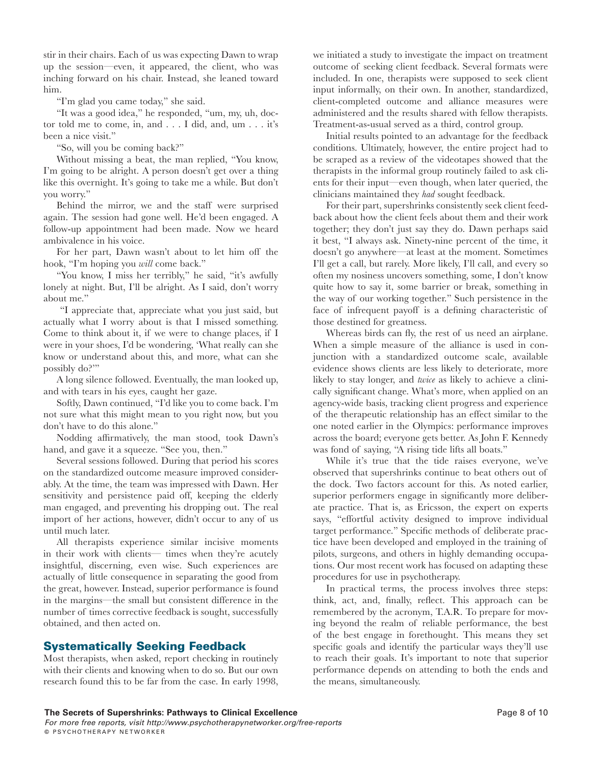stir in their chairs. Each of us was expecting Dawn to wrap up the session—even, it appeared, the client, who was inching forward on his chair. Instead, she leaned toward him.

"I'm glad you came today," she said.

"It was a good idea," he responded, "um, my, uh, doctor told me to come, in, and . . . I did, and, um . . . it's been a nice visit."

"So, will you be coming back?"

Without missing a beat, the man replied, "You know, I'm going to be alright. A person doesn't get over a thing like this overnight. It's going to take me a while. But don't you worry."

Behind the mirror, we and the staff were surprised again. The session had gone well. He'd been engaged. A follow-up appointment had been made. Now we heard ambivalence in his voice.

For her part, Dawn wasn't about to let him off the hook, "I'm hoping you *will* come back."

"You know, I miss her terribly," he said, "it's awfully lonely at night. But, I'll be alright. As I said, don't worry about me."

"I appreciate that, appreciate what you just said, but actually what I worry about is that I missed something. Come to think about it, if we were to change places, if I were in your shoes, I'd be wondering, 'What really can she know or understand about this, and more, what can she possibly do?'"

A long silence followed. Eventually, the man looked up, and with tears in his eyes, caught her gaze.

Softly, Dawn continued, "I'd like you to come back. I'm not sure what this might mean to you right now, but you don't have to do this alone."

Nodding affirmatively, the man stood, took Dawn's hand, and gave it a squeeze. "See you, then."

Several sessions followed. During that period his scores on the standardized outcome measure improved considerably. At the time, the team was impressed with Dawn. Her sensitivity and persistence paid off, keeping the elderly man engaged, and preventing his dropping out. The real import of her actions, however, didn't occur to any of us until much later.

All therapists experience similar incisive moments in their work with clients— times when they're acutely insightful, discerning, even wise. Such experiences are actually of little consequence in separating the good from the great, however. Instead, superior performance is found in the margins—the small but consistent difference in the number of times corrective feedback is sought, successfully obtained, and then acted on.

## Systematically Seeking Feedback

Most therapists, when asked, report checking in routinely with their clients and knowing when to do so. But our own research found this to be far from the case. In early 1998, we initiated a study to investigate the impact on treatment outcome of seeking client feedback. Several formats were included. In one, therapists were supposed to seek client input informally, on their own. In another, standardized, client-completed outcome and alliance measures were administered and the results shared with fellow therapists. Treatment-as-usual served as a third, control group.

Initial results pointed to an advantage for the feedback conditions. Ultimately, however, the entire project had to be scraped as a review of the videotapes showed that the therapists in the informal group routinely failed to ask clients for their input—even though, when later queried, the clinicians maintained they *had* sought feedback.

For their part, supershrinks consistently seek client feedback about how the client feels about them and their work together; they don't just say they do. Dawn perhaps said it best, "I always ask. Ninety-nine percent of the time, it doesn't go anywhere—at least at the moment. Sometimes I'll get a call, but rarely. More likely, I'll call, and every so often my nosiness uncovers something, some, I don't know quite how to say it, some barrier or break, something in the way of our working together." Such persistence in the face of infrequent payoff is a defining characteristic of those destined for greatness.

Whereas birds can fly, the rest of us need an airplane. When a simple measure of the alliance is used in conjunction with a standardized outcome scale, available evidence shows clients are less likely to deteriorate, more likely to stay longer, and *twice* as likely to achieve a clinically significant change. What's more, when applied on an agency-wide basis, tracking client progress and experience of the therapeutic relationship has an effect similar to the one noted earlier in the Olympics: performance improves across the board; everyone gets better. As John F. Kennedy was fond of saying, "A rising tide lifts all boats."

While it's true that the tide raises everyone, we've observed that supershrinks continue to beat others out of the dock. Two factors account for this. As noted earlier, superior performers engage in significantly more deliberate practice. That is, as Ericsson, the expert on experts says, "effortful activity designed to improve individual target performance." Specific methods of deliberate practice have been developed and employed in the training of pilots, surgeons, and others in highly demanding occupations. Our most recent work has focused on adapting these procedures for use in psychotherapy.

In practical terms, the process involves three steps: think, act, and, finally, reflect. This approach can be remembered by the acronym, T.A.R. To prepare for moving beyond the realm of reliable performance, the best of the best engage in forethought. This means they set specific goals and identify the particular ways they'll use to reach their goals. It's important to note that superior performance depends on attending to both the ends and the means, simultaneously.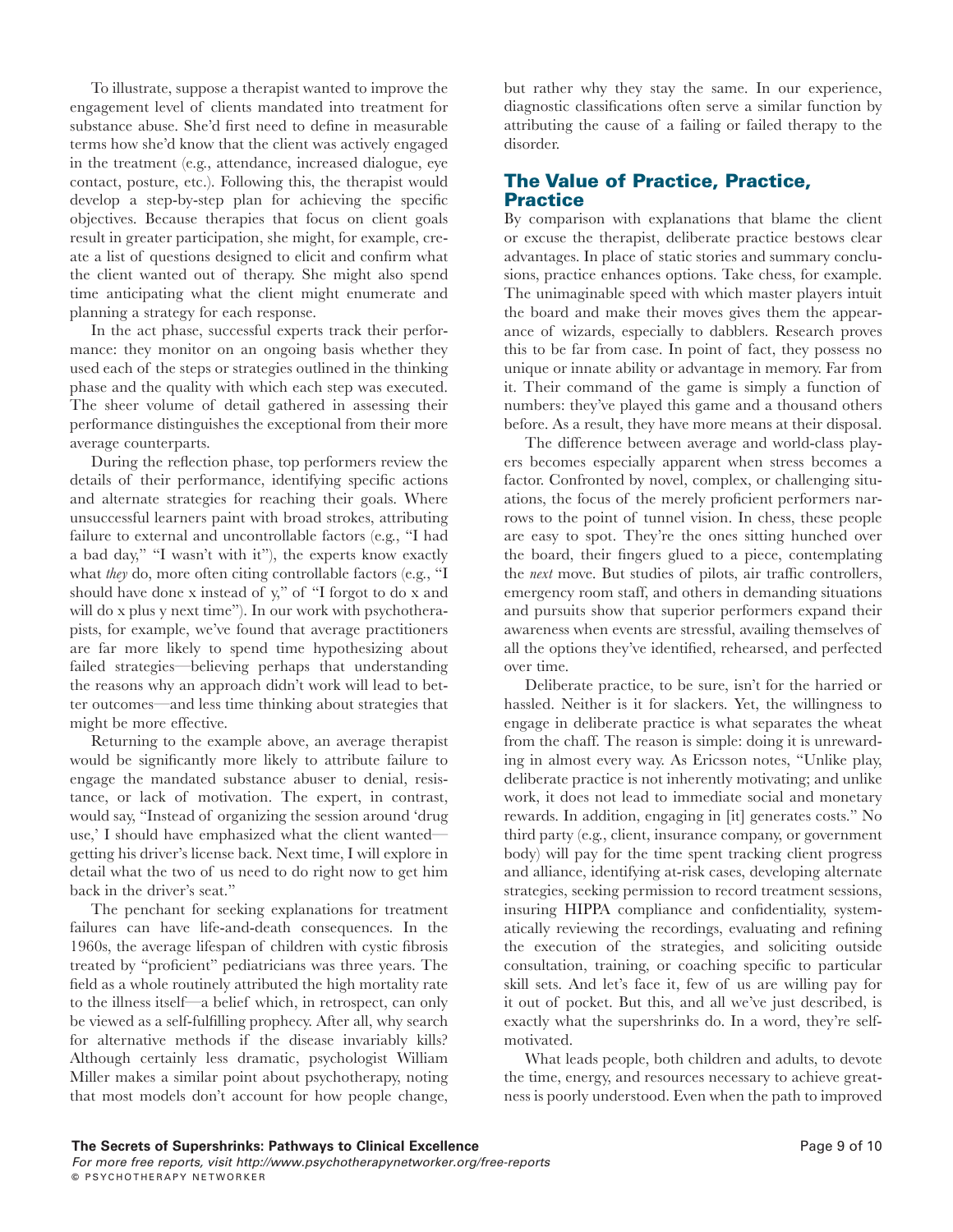To illustrate, suppose a therapist wanted to improve the engagement level of clients mandated into treatment for substance abuse. She'd first need to define in measurable terms how she'd know that the client was actively engaged in the treatment (e.g., attendance, increased dialogue, eye contact, posture, etc.). Following this, the therapist would develop a step-by-step plan for achieving the specific objectives. Because therapies that focus on client goals result in greater participation, she might, for example, create a list of questions designed to elicit and confirm what the client wanted out of therapy. She might also spend time anticipating what the client might enumerate and planning a strategy for each response.

In the act phase, successful experts track their performance: they monitor on an ongoing basis whether they used each of the steps or strategies outlined in the thinking phase and the quality with which each step was executed. The sheer volume of detail gathered in assessing their performance distinguishes the exceptional from their more average counterparts.

During the reflection phase, top performers review the details of their performance, identifying specific actions and alternate strategies for reaching their goals. Where unsuccessful learners paint with broad strokes, attributing failure to external and uncontrollable factors (e.g., "I had a bad day," "I wasn't with it"), the experts know exactly what *they* do, more often citing controllable factors (e.g., "I should have done x instead of y," of "I forgot to do x and will do x plus y next time"). In our work with psychotherapists, for example, we've found that average practitioners are far more likely to spend time hypothesizing about failed strategies—believing perhaps that understanding the reasons why an approach didn't work will lead to better outcomes—and less time thinking about strategies that might be more effective.

Returning to the example above, an average therapist would be significantly more likely to attribute failure to engage the mandated substance abuser to denial, resistance, or lack of motivation. The expert, in contrast, would say, "Instead of organizing the session around 'drug use,' I should have emphasized what the client wanted—getting his driver's license back. Next time, I will explore in detail what the two of us need to do right now to get him back in the driver's seat."

The penchant for seeking explanations for treatment failures can have life-and-death consequences. In the 1960s, the average lifespan of children with cystic fibrosis treated by "proficient" pediatricians was three years. The field as a whole routinely attributed the high mortality rate to the illness itself—a belief which, in retrospect, can only be viewed as a self-fulfilling prophecy. After all, why search for alternative methods if the disease invariably kills? Although certainly less dramatic, psychologist William Miller makes a similar point about psychotherapy, noting that most models don't account for how people change, but rather why they stay the same. In our experience, diagnostic classifications often serve a similar function by attributing the cause of a failing or failed therapy to the disorder.

## The Value of Practice, Practice, Practice

By comparison with explanations that blame the client or excuse the therapist, deliberate practice bestows clear advantages. In place of static stories and summary conclusions, practice enhances options. Take chess, for example. The unimaginable speed with which master players intuit the board and make their moves gives them the appearance of wizards, especially to dabblers. Research proves this to be far from case. In point of fact, they possess no unique or innate ability or advantage in memory. Far from it. Their command of the game is simply a function of numbers: they've played this game and a thousand others before. As a result, they have more means at their disposal.

The difference between average and world-class players becomes especially apparent when stress becomes a factor. Confronted by novel, complex, or challenging situations, the focus of the merely proficient performers narrows to the point of tunnel vision. In chess, these people are easy to spot. They're the ones sitting hunched over the board, their fingers glued to a piece, contemplating the *next* move. But studies of pilots, air traffic controllers, emergency room staff, and others in demanding situations and pursuits show that superior performers expand their awareness when events are stressful, availing themselves of all the options they've identified, rehearsed, and perfected over time.

Deliberate practice, to be sure, isn't for the harried or hassled. Neither is it for slackers. Yet, the willingness to engage in deliberate practice is what separates the wheat from the chaff. The reason is simple: doing it is unrewarding in almost every way. As Ericsson notes, "Unlike play, deliberate practice is not inherently motivating; and unlike work, it does not lead to immediate social and monetary rewards. In addition, engaging in [it] generates costs." No third party (e.g., client, insurance company, or government body) will pay for the time spent tracking client progress and alliance, identifying at-risk cases, developing alternate strategies, seeking permission to record treatment sessions, insuring HIPPA compliance and confidentiality, systematically reviewing the recordings, evaluating and refining the execution of the strategies, and soliciting outside consultation, training, or coaching specific to particular skill sets. And let's face it, few of us are willing pay for it out of pocket. But this, and all we've just described, is exactly what the supershrinks do. In a word, they're self-motivated.

What leads people, both children and adults, to devote the time, energy, and resources necessary to achieve greatness is poorly understood. Even when the path to improved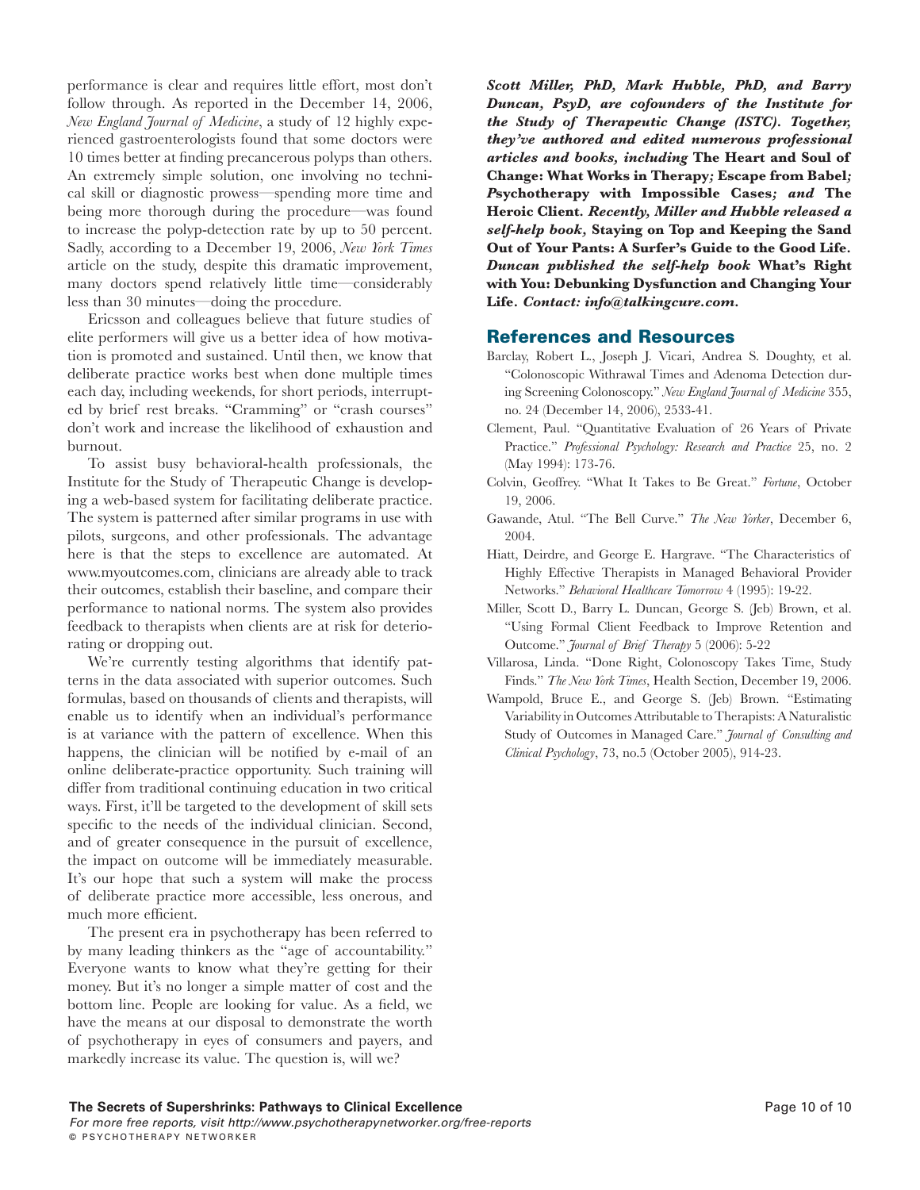performance is clear and requires little effort, most don't follow through. As reported in the December 14, 2006, *New England Journal of Medicine*, a study of 12 highly experienced gastroenterologists found that some doctors were 10 times better at finding precancerous polyps than others. An extremely simple solution, one involving no technical skill or diagnostic prowess—spending more time and being more thorough during the procedure—was found to increase the polyp-detection rate by up to 50 percent. Sadly, according to a December 19, 2006, *New York Times* article on the study, despite this dramatic improvement, many doctors spend relatively little time—considerably less than 30 minutes—doing the procedure.

Ericsson and colleagues believe that future studies of elite performers will give us a better idea of how motivation is promoted and sustained. Until then, we know that deliberate practice works best when done multiple times each day, including weekends, for short periods, interrupted by brief rest breaks. "Cramming" or "crash courses" don't work and increase the likelihood of exhaustion and burnout.

To assist busy behavioral-health professionals, the Institute for the Study of Therapeutic Change is developing a web-based system for facilitating deliberate practice. The system is patterned after similar programs in use with pilots, surgeons, and other professionals. The advantage here is that the steps to excellence are automated. At www.myoutcomes.com, clinicians are already able to track their outcomes, establish their baseline, and compare their performance to national norms. The system also provides feedback to therapists when clients are at risk for deteriorating or dropping out.

We're currently testing algorithms that identify patterns in the data associated with superior outcomes. Such formulas, based on thousands of clients and therapists, will enable us to identify when an individual's performance is at variance with the pattern of excellence. When this happens, the clinician will be notified by e-mail of an online deliberate-practice opportunity. Such training will differ from traditional continuing education in two critical ways. First, it'll be targeted to the development of skill sets specific to the needs of the individual clinician. Second, and of greater consequence in the pursuit of excellence, the impact on outcome will be immediately measurable. It's our hope that such a system will make the process of deliberate practice more accessible, less onerous, and much more efficient.

The present era in psychotherapy has been referred to by many leading thinkers as the "age of accountability." Everyone wants to know what they're getting for their money. But it's no longer a simple matter of cost and the bottom line. People are looking for value. As a field, we have the means at our disposal to demonstrate the worth of psychotherapy in eyes of consumers and payers, and markedly increase its value. The question is, will we?

***Scott Miller, PhD, Mark Hubble, PhD, and Barry Duncan, PsyD, are cofounders of the Institute for the Study of Therapeutic Change (ISTC). Together, they've authored and edited numerous professional articles and books, including* The Heart and Soul of Change: What Works in Therapy*;* Escape from Babel*;* Psychotherapy with Impossible Cases*; and* The Heroic Client. *Recently, Miller and Hubble released a self-help book,* Staying on Top and Keeping the Sand Out of Your Pants: A Surfer's Guide to the Good Life. *Duncan published the self-help book* What's Right with You: Debunking Dysfunction and Changing Your Life. *Contact: info@talkingcure.com.***

## References and Resources

Barclay, Robert L., Joseph J. Vicari, Andrea S. Doughty, et al. "Colonoscopic Withdrawal Times and Adenoma Detection during Screening Colonoscopy." *New England Journal of Medicine* 355, no. 24 (December 14, 2006), 2533-41.

Clement, Paul. "Quantitative Evaluation of 26 Years of Private Practice." *Professional Psychology: Research and Practice* 25, no. 2 (May 1994): 173-76.

Colvin, Geoffrey. "What It Takes to Be Great." *Fortune*, October 19, 2006.

Gawande, Atul. "The Bell Curve." *The New Yorker*, December 6, 2004.

Hiatt, Deirdre, and George E. Hargrave. "The Characteristics of Highly Effective Therapists in Managed Behavioral Provider Networks." *Behavioral Healthcare Tomorrow* 4 (1995): 19-22.

Miller, Scott D., Barry L. Duncan, George S. (Jeb) Brown, et al. "Using Formal Client Feedback to Improve Retention and Outcome." *Journal of Brief Therapy* 5 (2006): 5-22

Villarosa, Linda. "Done Right, Colonoscopy Takes Time, Study Finds." *The New York Times*, Health Section, December 19, 2006.

Wampold, Bruce E., and George S. (Jeb) Brown. "Estimating Variability in Outcomes Attributable to Therapists: A Naturalistic Study of Outcomes in Managed Care." *Journal of Consulting and Clinical Psychology*, 73, no.5 (October 2005), 914-23.